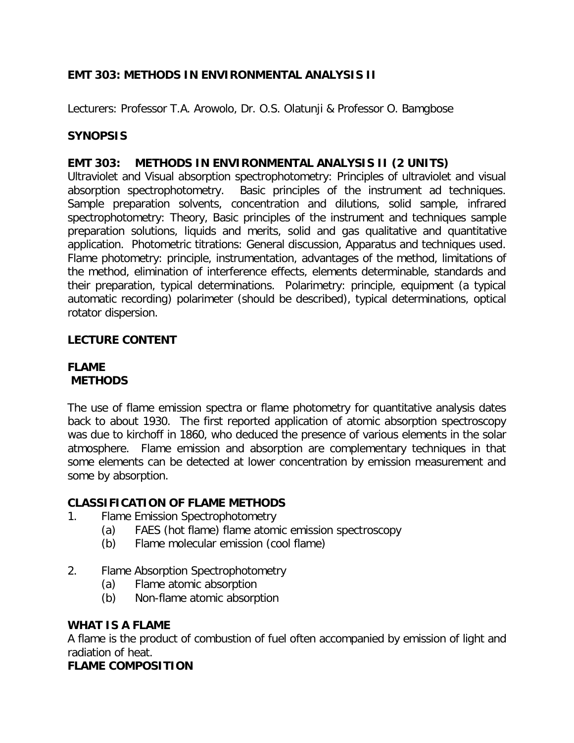## EMT 303: METHODS IN ENVIRONMENTAL ANALYSIS II

Lecturers: Professor T.A. Arowolo, Dr. O.S. Olatunji & Professor O. Bamgbose

### SYNOPSIS

### EMT 303: METHODS IN ENVIRONMENTAL ANALYSIS II (2 UNITS)

Ultraviolet and Visual absorption spectrophotometry: Principles of ultraviolet and visual absorption spectrophotometry. Basic principles of the instrument ad techniques. Sample preparation solvents, concentration and dilutions, solid sample, infrared spectrophotometry: Theory, Basic principles of the instrument and techniques sample preparation solutions, liquids and merits, solid and gas qualitative and quantitative application. Photometric titrations: General discussion, Apparatus and techniques used. Flame photometry: principle, instrumentation, advantages of the method, limitations of the method, elimination of interference effects, elements determinable, standards and their preparation, typical determinations. Polarimetry: principle, equipment (a typical automatic recording) polarimeter (should be described), typical determinations, optical rotator dispersion.

### LECTURE CONTENT

### FLAME METHODS

The use of flame emission spectra or flame photometry for quantitative analysis dates back to about 1930. The first reported application of atomic absorption spectroscopy was due to kirchoff in 1860, who deduced the presence of various elements in the solar atmosphere. Flame emission and absorption are complementary techniques in that some elements can be detected at lower concentration by emission measurement and some by absorption.

### CLASSIFICATION OF FLAME METHODS

1. Flame Emission Spectrophotometry
   - (a) FAES (hot flame) flame atomic emission spectroscopy
   - (b) Flame molecular emission (cool flame)
2. Flame Absorption Spectrophotometry
   - (a) Flame atomic absorption
   - (b) Non-flame atomic absorption

### WHAT IS A FLAME

A flame is the product of combustion of fuel often accompanied by emission of light and radiation of heat.

### FLAME COMPOSITION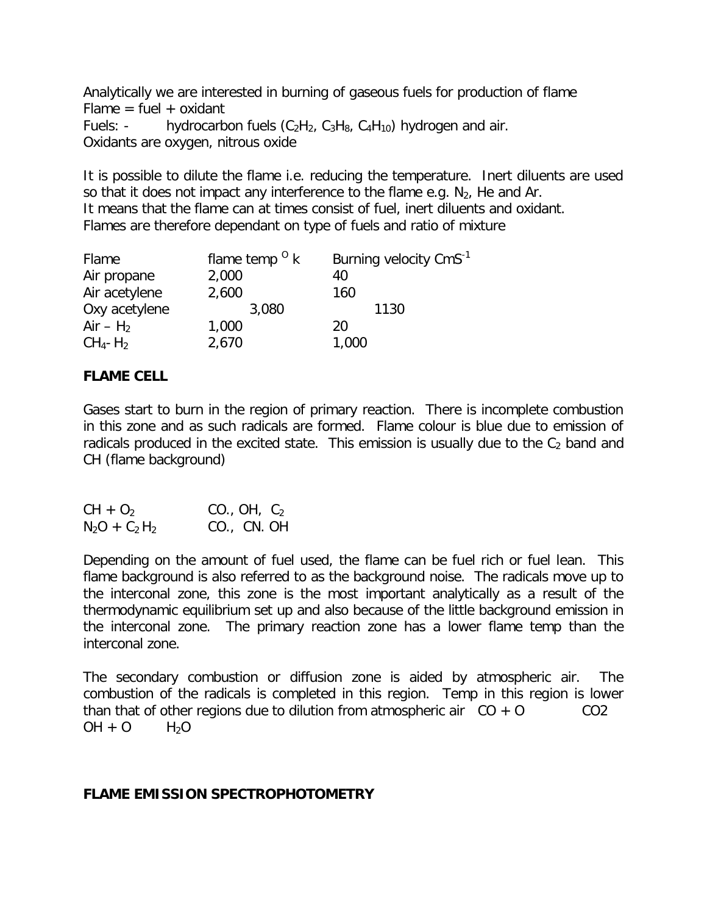Analytically we are interested in burning of gaseous fuels for production of flame
Flame = fuel + oxidant
Fuels: - hydrocarbon fuels ($C_2H_2$, $C_3H_8$, $C_4H_{10}$) hydrogen and air.
Oxidants are oxygen, nitrous oxide

It is possible to dilute the flame i.e. reducing the temperature. Inert diluents are used so that it does not impact any interference to the flame e.g. $N_2$, He and Ar.
It means that the flame can at times consist of fuel, inert diluents and oxidant.
Flames are therefore dependant on type of fuels and ratio of mixture

| Flame | flame temp $^O$ k | Burning velocity $CmS^{-1}$ |
|---|---|---|
| Air propane | 2,000 | 40 |
| Air acetylene | 2,600 | 160 |
| Oxy acetylene | 3,080 | 1130 |
| Air – $H_2$ | 1,000 | 20 |
| $CH_4$- $H_2$ | 2,670 | 1,000 |

**FLAME CELL**

Gases start to burn in the region of primary reaction. There is incomplete combustion in this zone and as such radicals are formed. Flame colour is blue due to emission of radicals produced in the excited state. This emission is usually due to the $C_2$ band and CH (flame background)

$CH + O_2$ CO., OH, $C_2$
$N_2O + C_2H_2$ CO., CN. OH

Depending on the amount of fuel used, the flame can be fuel rich or fuel lean. This flame background is also referred to as the background noise. The radicals move up to the interconal zone, this zone is the most important analytically as a result of the thermodynamic equilibrium set up and also because of the little background emission in the interconal zone. The primary reaction zone has a lower flame temp than the interconal zone.

The secondary combustion or diffusion zone is aided by atmospheric air. The combustion of the radicals is completed in this region. Temp in this region is lower than that of other regions due to dilution from atmospheric air CO + O CO2
OH + O $H_2O$

**FLAME EMISSION SPECTROPHOTOMETRY**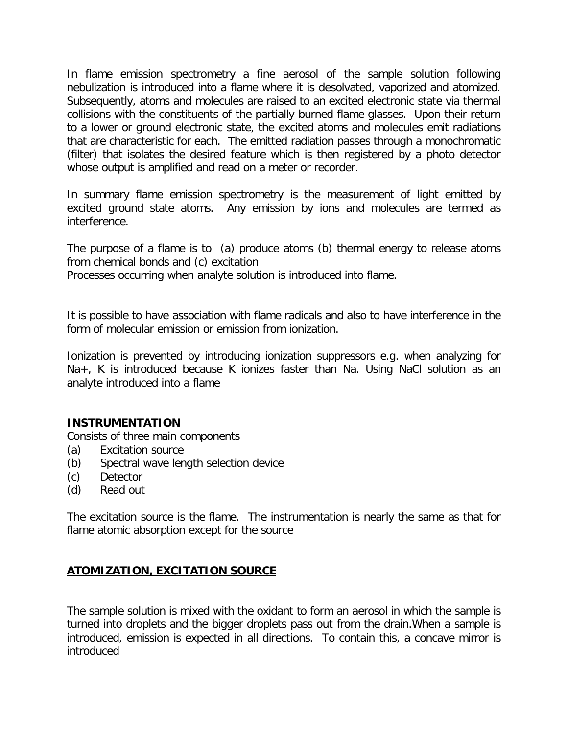In flame emission spectrometry a fine aerosol of the sample solution following nebulization is introduced into a flame where it is desolvated, vaporized and atomized. Subsequently, atoms and molecules are raised to an excited electronic state via thermal collisions with the constituents of the partially burned flame glasses. Upon their return to a lower or ground electronic state, the excited atoms and molecules emit radiations that are characteristic for each. The emitted radiation passes through a monochromatic (filter) that isolates the desired feature which is then registered by a photo detector whose output is amplified and read on a meter or recorder.

In summary flame emission spectrometry is the measurement of light emitted by excited ground state atoms. Any emission by ions and molecules are termed as interference.

The purpose of a flame is to (a) produce atoms (b) thermal energy to release atoms from chemical bonds and (c) excitation
Processes occurring when analyte solution is introduced into flame.

It is possible to have association with flame radicals and also to have interference in the form of molecular emission or emission from ionization.

Ionization is prevented by introducing ionization suppressors e.g. when analyzing for $Na^+$, K is introduced because K ionizes faster than Na. Using NaCl solution as an analyte introduced into a flame

**INSTRUMENTATION**
Consists of three main components

(a) Excitation source
(b) Spectral wave length selection device
(c) Detector
(d) Read out

The excitation source is the flame. The instrumentation is nearly the same as that for flame atomic absorption except for the source

## <u>ATOMIZATION, EXCITATION SOURCE</u>

The sample solution is mixed with the oxidant to form an aerosol in which the sample is turned into droplets and the bigger droplets pass out from the drain.When a sample is introduced, emission is expected in all directions. To contain this, a concave mirror is introduced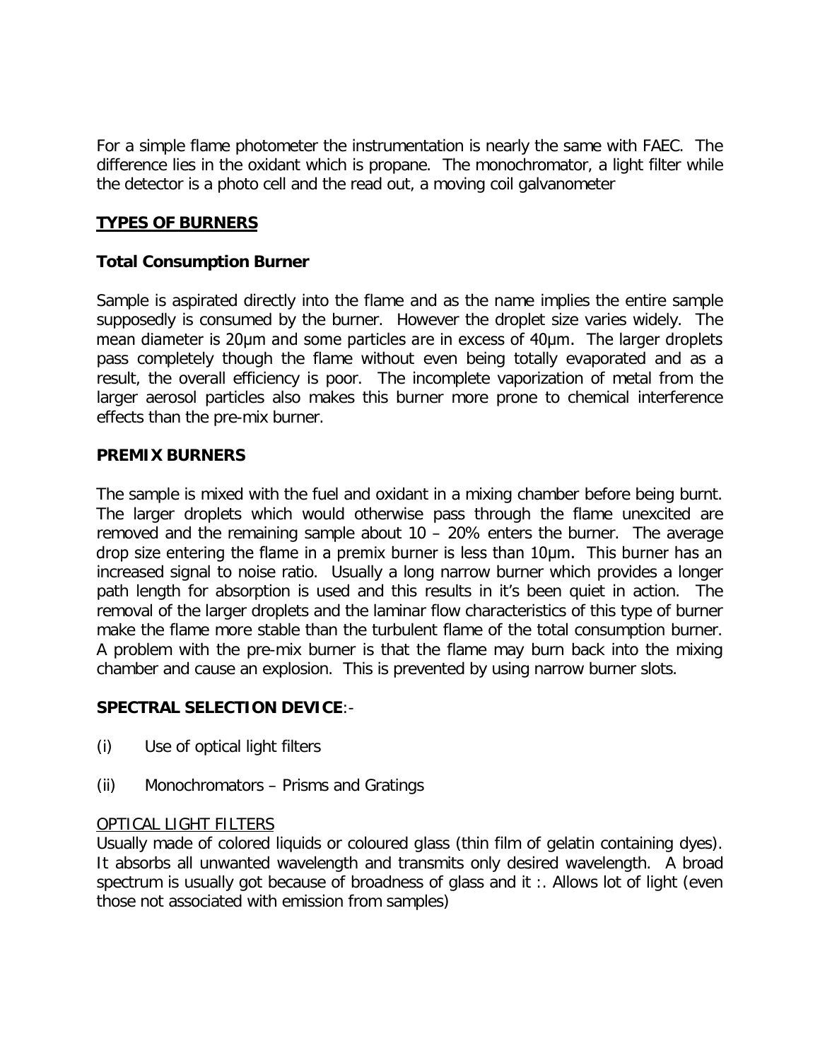For a simple flame photometer the instrumentation is nearly the same with FAEC. The difference lies in the oxidant which is propane. The monochromator, a light filter while the detector is a photo cell and the read out, a moving coil galvanometer

## TYPES OF BURNERS

### Total Consumption Burner

Sample is aspirated directly into the flame and as the name implies the entire sample supposedly is consumed by the burner. However the droplet size varies widely. The mean diameter is 20μm and some particles are in excess of 40μm. The larger droplets pass completely though the flame without even being totally evaporated and as a result, the overall efficiency is poor. The incomplete vaporization of metal from the larger aerosol particles also makes this burner more prone to chemical interference effects than the pre-mix burner.

### PREMIX BURNERS

The sample is mixed with the fuel and oxidant in a mixing chamber before being burnt. The larger droplets which would otherwise pass through the flame unexcited are removed and the remaining sample about 10 – 20% enters the burner. The average drop size entering the flame in a premix burner is less than 10μm. This burner has an increased signal to noise ratio. Usually a long narrow burner which provides a longer path length for absorption is used and this results in it's been quiet in action. The removal of the larger droplets and the laminar flow characteristics of this type of burner make the flame more stable than the turbulent flame of the total consumption burner. A problem with the pre-mix burner is that the flame may burn back into the mixing chamber and cause an explosion. This is prevented by using narrow burner slots.

### SPECTRAL SELECTION DEVICE:-

(i) Use of optical light filters

(ii) Monochromators – Prisms and Gratings

OPTICAL LIGHT FILTERS

Usually made of colored liquids or coloured glass (thin film of gelatin containing dyes). It absorbs all unwanted wavelength and transmits only desired wavelength. A broad spectrum is usually got because of broadness of glass and it :. Allows lot of light (even those not associated with emission from samples)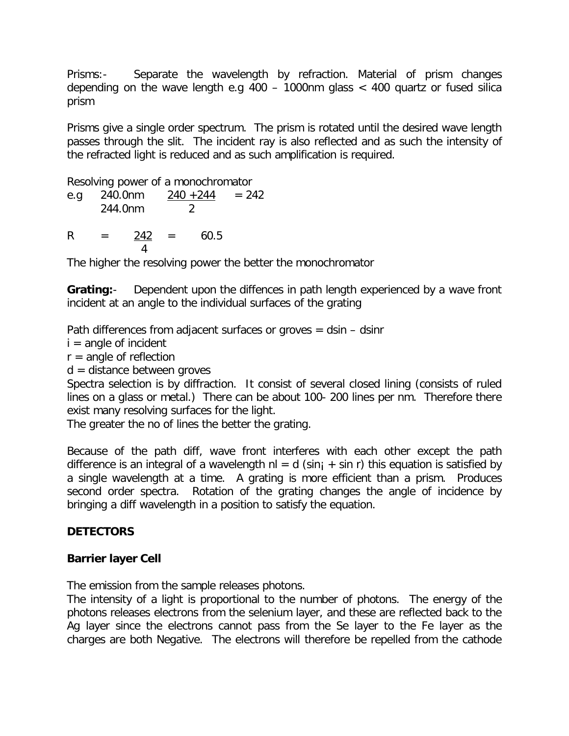Prisms:- Separate the wavelength by refraction. Material of prism changes depending on the wave length e.g 400 – 1000nm glass < 400 quartz or fused silica prism

Prisms give a single order spectrum. The prism is rotated until the desired wave length passes through the slit. The incident ray is also reflected and as such the intensity of the refracted light is reduced and as such amplification is required.

Resolving power of a monochromator

e.g 240.0nm
244.0nm

$$\frac{240 + 244}{2} = 242$$

$$R = \frac{242}{4} = 60.5$$

The higher the resolving power the better the monochromator

**Grating:**- Dependent upon the diffences in path length experienced by a wave front incident at an angle to the individual surfaces of the grating

Path differences from adjacent surfaces or groves = dsin – dsinr

i = angle of incident

r = angle of reflection

d = distance between groves

Spectra selection is by diffraction. It consist of several closed lining (consists of ruled lines on a glass or metal.) There can be about 100- 200 lines per nm. Therefore there exist many resolving surfaces for the light.

The greater the no of lines the better the grating.

Because of the path diff, wave front interferes with each other except the path difference is an integral of a wavelength $nl = d(\sin_i + \sin r)$ this equation is satisfied by a single wavelength at a time. A grating is more efficient than a prism. Produces second order spectra. Rotation of the grating changes the angle of incidence by bringing a diff wavelength in a position to satisfy the equation.

## DETECTORS

### Barrier layer Cell

The emission from the sample releases photons.

The intensity of a light is proportional to the number of photons. The energy of the photons releases electrons from the selenium layer, and these are reflected back to the Ag layer since the electrons cannot pass from the Se layer to the Fe layer as the charges are both Negative. The electrons will therefore be repelled from the cathode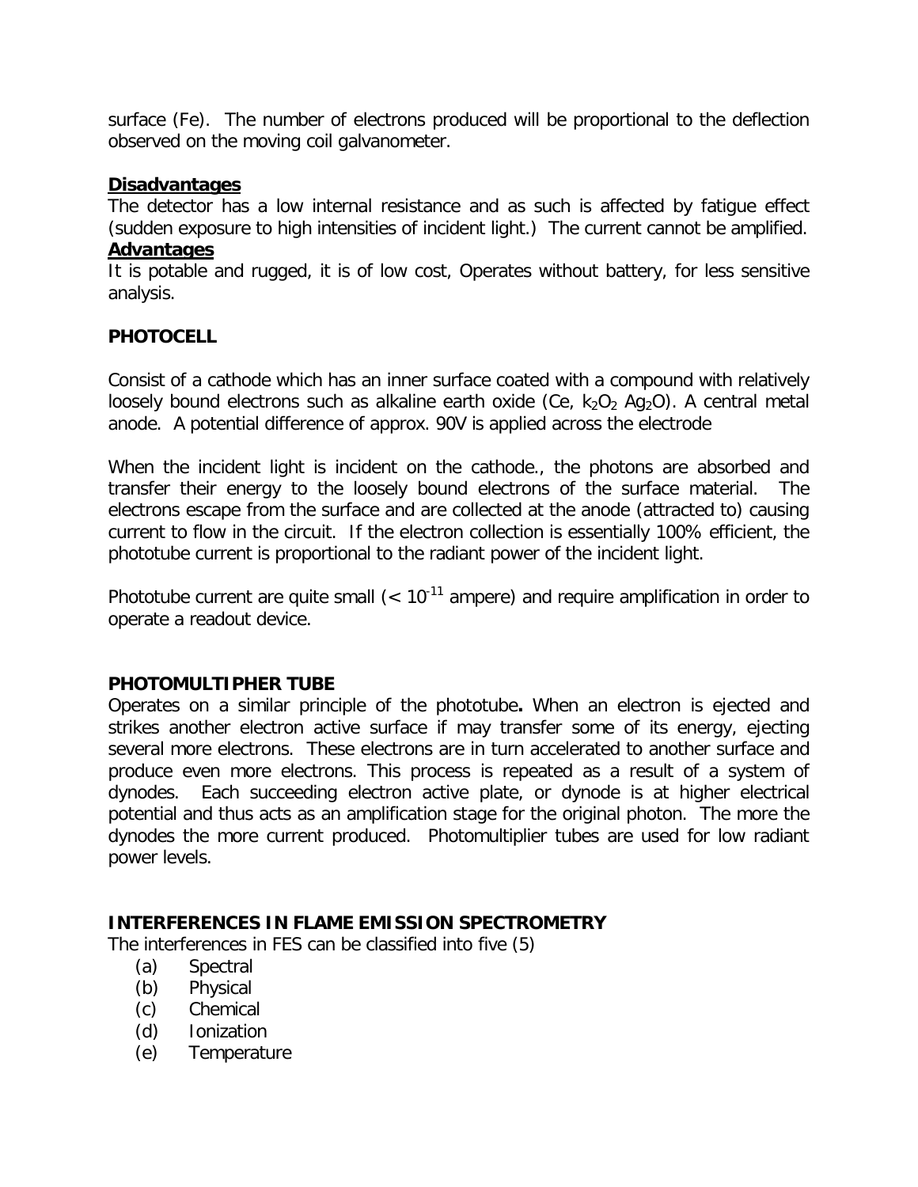surface (Fe). The number of electrons produced will be proportional to the deflection observed on the moving coil galvanometer.

**Disadvantages**

The detector has a low internal resistance and as such is affected by fatigue effect (sudden exposure to high intensities of incident light.) The current cannot be amplified.

**Advantages**

It is potable and rugged, it is of low cost, Operates without battery, for less sensitive analysis.

## PHOTOCELL

Consist of a cathode which has an inner surface coated with a compound with relatively loosely bound electrons such as alkaline earth oxide (Ce, $k_2O_2$ $Ag_2O$). A central metal anode. A potential difference of approx. 90V is applied across the electrode

When the incident light is incident on the cathode., the photons are absorbed and transfer their energy to the loosely bound electrons of the surface material. The electrons escape from the surface and are collected at the anode (attracted to) causing current to flow in the circuit. If the electron collection is essentially 100% efficient, the phototube current is proportional to the radiant power of the incident light.

Phototube current are quite small ($< 10^{-11}$ ampere) and require amplification in order to operate a readout device.

## PHOTOMULTIPHER TUBE

Operates on a similar principle of the phototube**.** When an electron is ejected and strikes another electron active surface if may transfer some of its energy, ejecting several more electrons. These electrons are in turn accelerated to another surface and produce even more electrons. This process is repeated as a result of a system of dynodes. Each succeeding electron active plate, or dynode is at higher electrical potential and thus acts as an amplification stage for the original photon. The more the dynodes the more current produced. Photomultiplier tubes are used for low radiant power levels.

## INTERFERENCES IN FLAME EMISSION SPECTROMETRY

The interferences in FES can be classified into five (5)

(a) Spectral
(b) Physical
(c) Chemical
(d) Ionization
(e) Temperature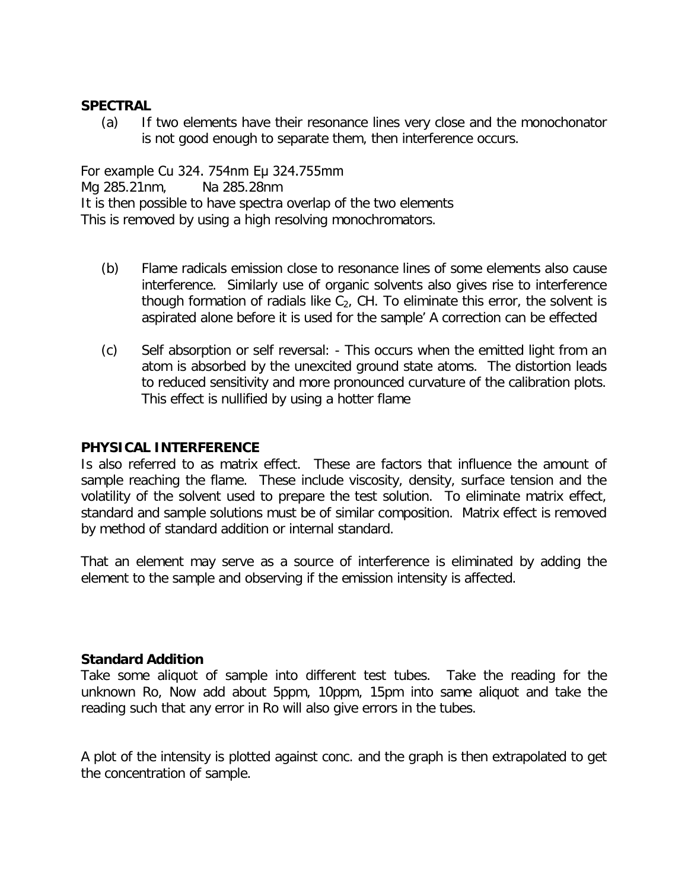**SPECTRAL**

(a) If two elements have their resonance lines very close and the monochonator is not good enough to separate them, then interference occurs.

For example Cu 324. 754nm Eµ 324.755mm
Mg 285.21nm, Na 285.28nm
It is then possible to have spectra overlap of the two elements
This is removed by using a high resolving monochromators.

(b) Flame radicals emission close to resonance lines of some elements also cause interference. Similarly use of organic solvents also gives rise to interference though formation of radials like $C_2$, CH. To eliminate this error, the solvent is aspirated alone before it is used for the sample' A correction can be effected

(c) Self absorption or self reversal: - This occurs when the emitted light from an atom is absorbed by the unexcited ground state atoms. The distortion leads to reduced sensitivity and more pronounced curvature of the calibration plots. This effect is nullified by using a hotter flame

**PHYSICAL INTERFERENCE**

Is also referred to as matrix effect. These are factors that influence the amount of sample reaching the flame. These include viscosity, density, surface tension and the volatility of the solvent used to prepare the test solution. To eliminate matrix effect, standard and sample solutions must be of similar composition. Matrix effect is removed by method of standard addition or internal standard.

That an element may serve as a source of interference is eliminated by adding the element to the sample and observing if the emission intensity is affected.

**Standard Addition**

Take some aliquot of sample into different test tubes. Take the reading for the unknown Ro, Now add about 5ppm, 10ppm, 15pm into same aliquot and take the reading such that any error in Ro will also give errors in the tubes.

A plot of the intensity is plotted against conc. and the graph is then extrapolated to get the concentration of sample.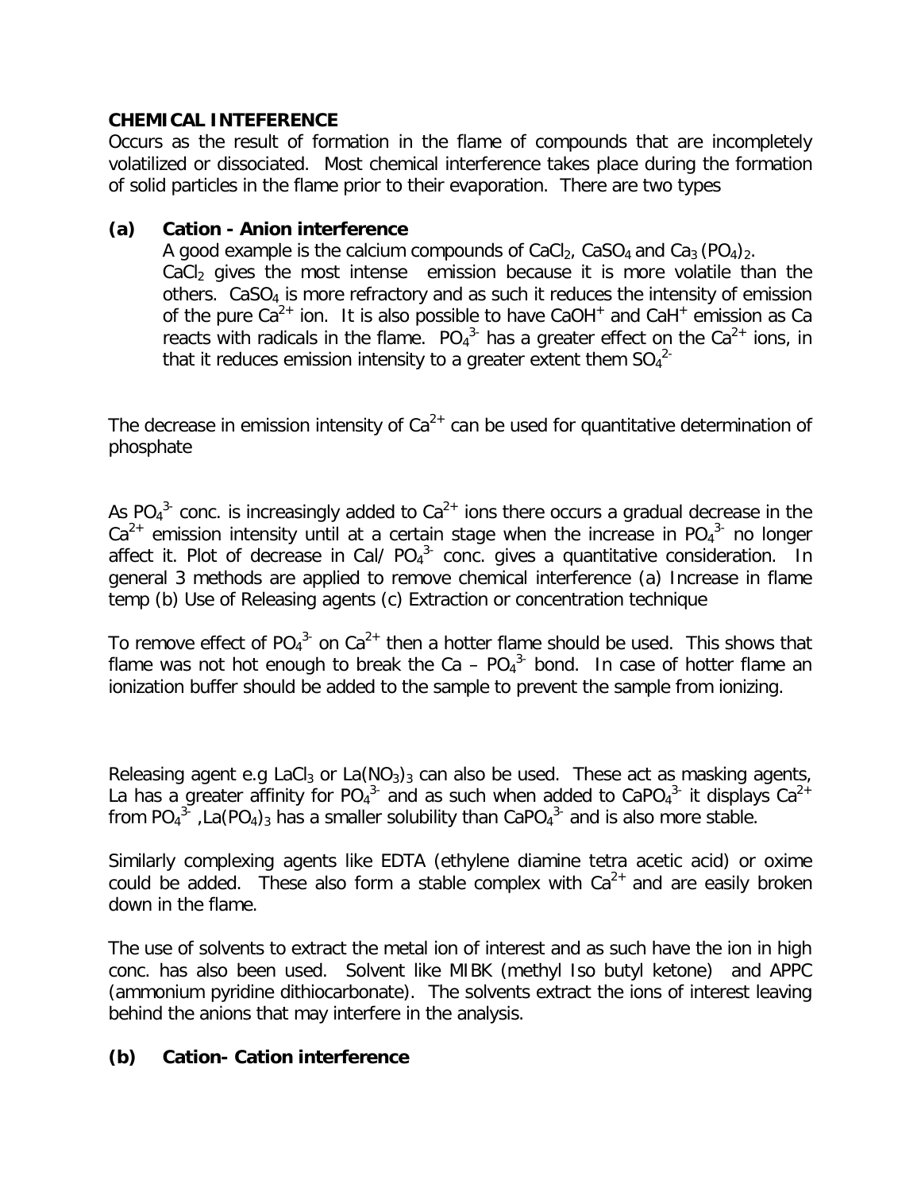**CHEMICAL INTEFERENCE**

Occurs as the result of formation in the flame of compounds that are incompletely volatilized or dissociated. Most chemical interference takes place during the formation of solid particles in the flame prior to their evaporation. There are two types

**(a) Cation - Anion interference**

A good example is the calcium compounds of $CaCl_2$, $CaSO_4$ and $Ca_3(PO_4)_2$. $CaCl_2$ gives the most intense emission because it is more volatile than the others. $CaSO_4$ is more refractory and as such it reduces the intensity of emission of the pure $Ca^{2+}$ ion. It is also possible to have $CaOH^+$ and $CaH^+$ emission as Ca reacts with radicals in the flame. $PO_4^{3-}$ has a greater effect on the $Ca^{2+}$ ions, in that it reduces emission intensity to a greater extent them $SO_4^{2-}$

The decrease in emission intensity of $Ca^{2+}$ can be used for quantitative determination of phosphate

As $PO_4^{3-}$ conc. is increasingly added to $Ca^{2+}$ ions there occurs a gradual decrease in the $Ca^{2+}$ emission intensity until at a certain stage when the increase in $PO_4^{3-}$ no longer affect it. Plot of decrease in CaI/ $PO_4^{3-}$ conc. gives a quantitative consideration. In general 3 methods are applied to remove chemical interference (a) Increase in flame temp (b) Use of Releasing agents (c) Extraction or concentration technique

To remove effect of $PO_4^{3-}$ on $Ca^{2+}$ then a hotter flame should be used. This shows that flame was not hot enough to break the Ca – $PO_4^{3-}$ bond. In case of hotter flame an ionization buffer should be added to the sample to prevent the sample from ionizing.

Releasing agent e.g $LaCl_3$ or $La(NO_3)_3$ can also be used. These act as masking agents, La has a greater affinity for $PO_4^{3-}$ and as such when added to $CaPO_4^{3-}$ it displays $Ca^{2+}$ from $PO_4^{3-}$ ,$La(PO_4)_3$ has a smaller solubility than $CaPO_4^{3-}$ and is also more stable.

Similarly complexing agents like EDTA (ethylene diamine tetra acetic acid) or oxime could be added. These also form a stable complex with $Ca^{2+}$ and are easily broken down in the flame.

The use of solvents to extract the metal ion of interest and as such have the ion in high conc. has also been used. Solvent like MIBK (methyl Iso butyl ketone) and APPC (ammonium pyridine dithiocarbonate). The solvents extract the ions of interest leaving behind the anions that may interfere in the analysis.

**(b) Cation- Cation interference**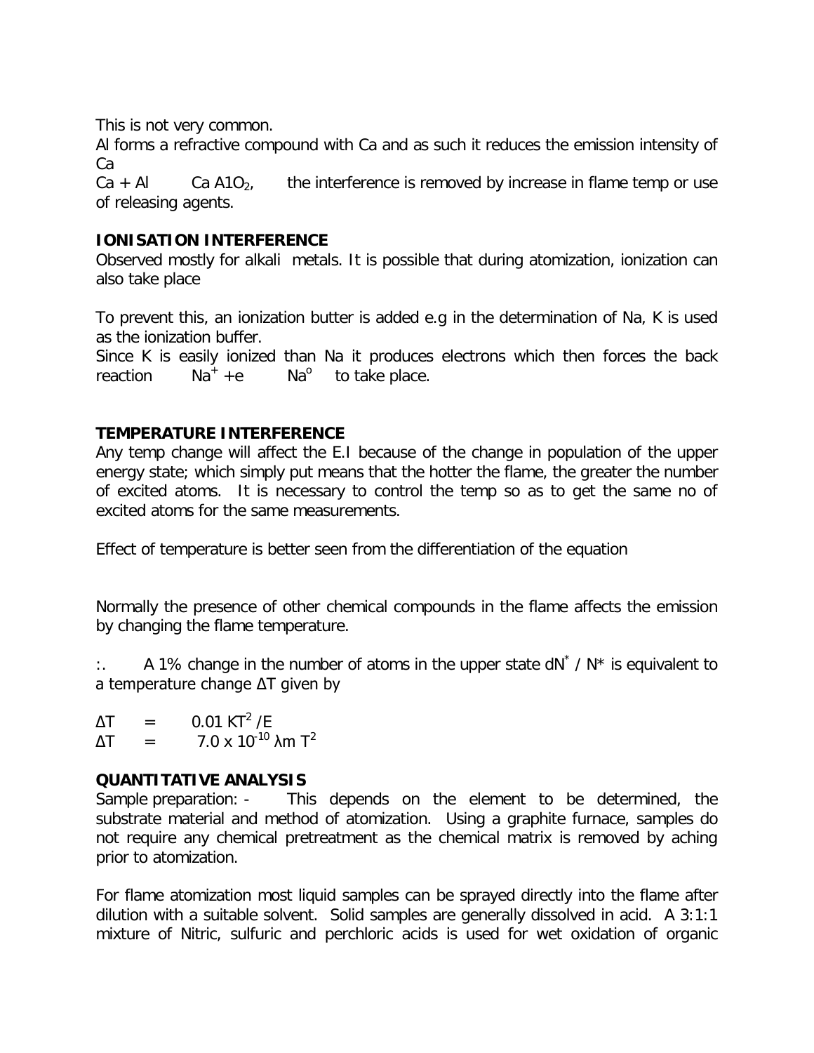This is not very common.

Al forms a refractive compound with Ca and as such it reduces the emission intensity of Ca

$Ca + Al \quad Ca\,A1O_2$, the interference is removed by increase in flame temp or use of releasing agents.

**IONISATION INTERFERENCE**

Observed mostly for alkali metals. It is possible that during atomization, ionization can also take place

To prevent this, an ionization butter is added e.g in the determination of Na, K is used as the ionization buffer.

Since K is easily ionized than Na it produces electrons which then forces the back reaction $Na^+ + e \quad Na^o$ to take place.

**TEMPERATURE INTERFERENCE**

Any temp change will affect the E.I because of the change in population of the upper energy state; which simply put means that the hotter the flame, the greater the number of excited atoms. It is necessary to control the temp so as to get the same no of excited atoms for the same measurements.

Effect of temperature is better seen from the differentiation of the equation

Normally the presence of other chemical compounds in the flame affects the emission by changing the flame temperature.

:. A 1% change in the number of atoms in the upper state $dN^* / N^*$ is equivalent to a temperature change ΔT given by

$$\Delta T = 0.01\, KT^2 / E$$

$$\Delta T = 7.0 \times 10^{-10}\, \lambda m\, T^2$$

**QUANTITATIVE ANALYSIS**

Sample preparation: - This depends on the element to be determined, the substrate material and method of atomization. Using a graphite furnace, samples do not require any chemical pretreatment as the chemical matrix is removed by aching prior to atomization.

For flame atomization most liquid samples can be sprayed directly into the flame after dilution with a suitable solvent. Solid samples are generally dissolved in acid. A 3:1:1 mixture of Nitric, sulfuric and perchloric acids is used for wet oxidation of organic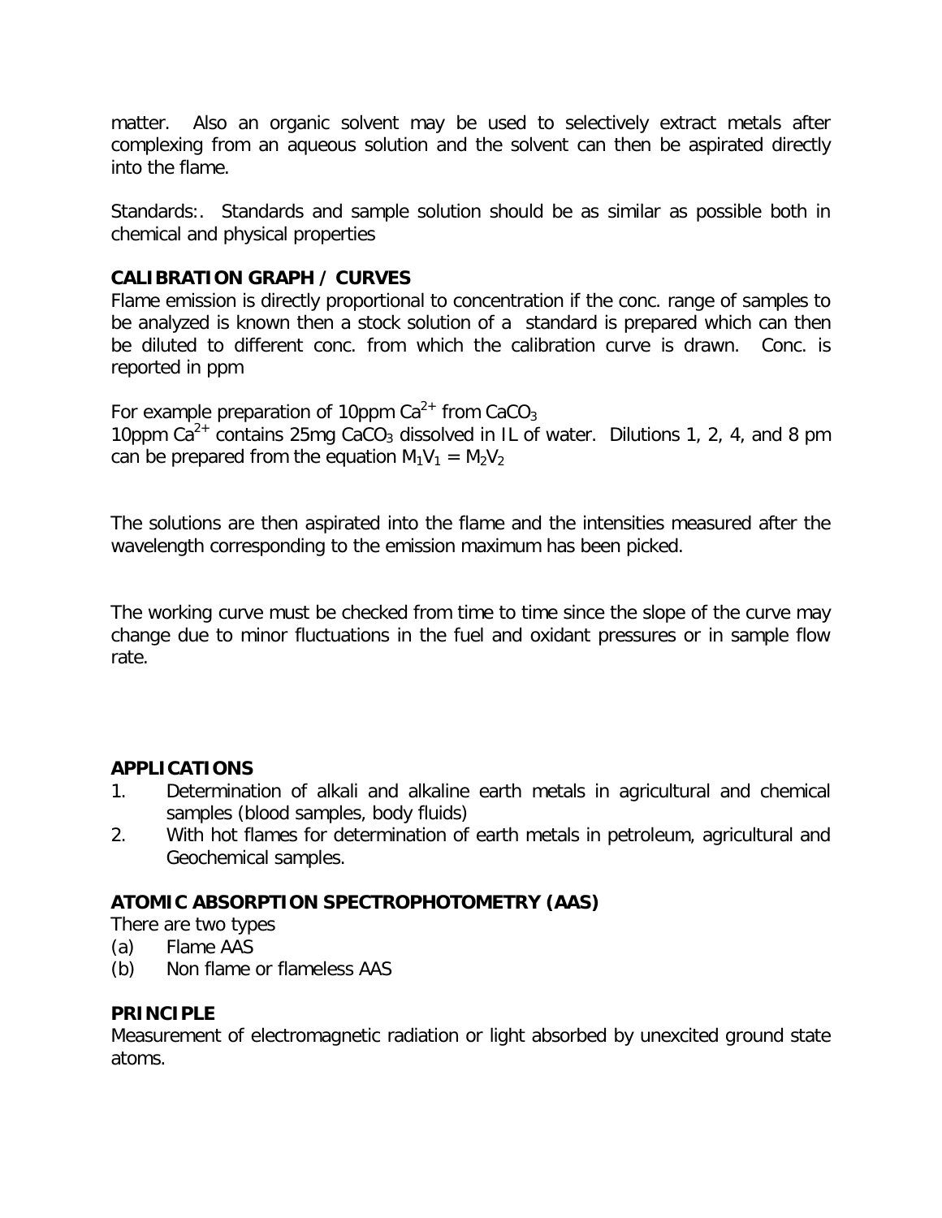matter. Also an organic solvent may be used to selectively extract metals after complexing from an aqueous solution and the solvent can then be aspirated directly into the flame.

Standards:. Standards and sample solution should be as similar as possible both in chemical and physical properties

### CALIBRATION GRAPH / CURVES

Flame emission is directly proportional to concentration if the conc. range of samples to be analyzed is known then a stock solution of a standard is prepared which can then be diluted to different conc. from which the calibration curve is drawn. Conc. is reported in ppm

For example preparation of 10ppm $Ca^{2+}$ from $CaCO_3$
10ppm $Ca^{2+}$ contains 25mg $CaCO_3$ dissolved in IL of water. Dilutions 1, 2, 4, and 8 pm can be prepared from the equation $M_1V_1 = M_2V_2$

The solutions are then aspirated into the flame and the intensities measured after the wavelength corresponding to the emission maximum has been picked.

The working curve must be checked from time to time since the slope of the curve may change due to minor fluctuations in the fuel and oxidant pressures or in sample flow rate.

### APPLICATIONS

1. Determination of alkali and alkaline earth metals in agricultural and chemical samples (blood samples, body fluids)
2. With hot flames for determination of earth metals in petroleum, agricultural and Geochemical samples.

### ATOMIC ABSORPTION SPECTROPHOTOMETRY (AAS)

There are two types

(a) Flame AAS
(b) Non flame or flameless AAS

### PRINCIPLE

Measurement of electromagnetic radiation or light absorbed by unexcited ground state atoms.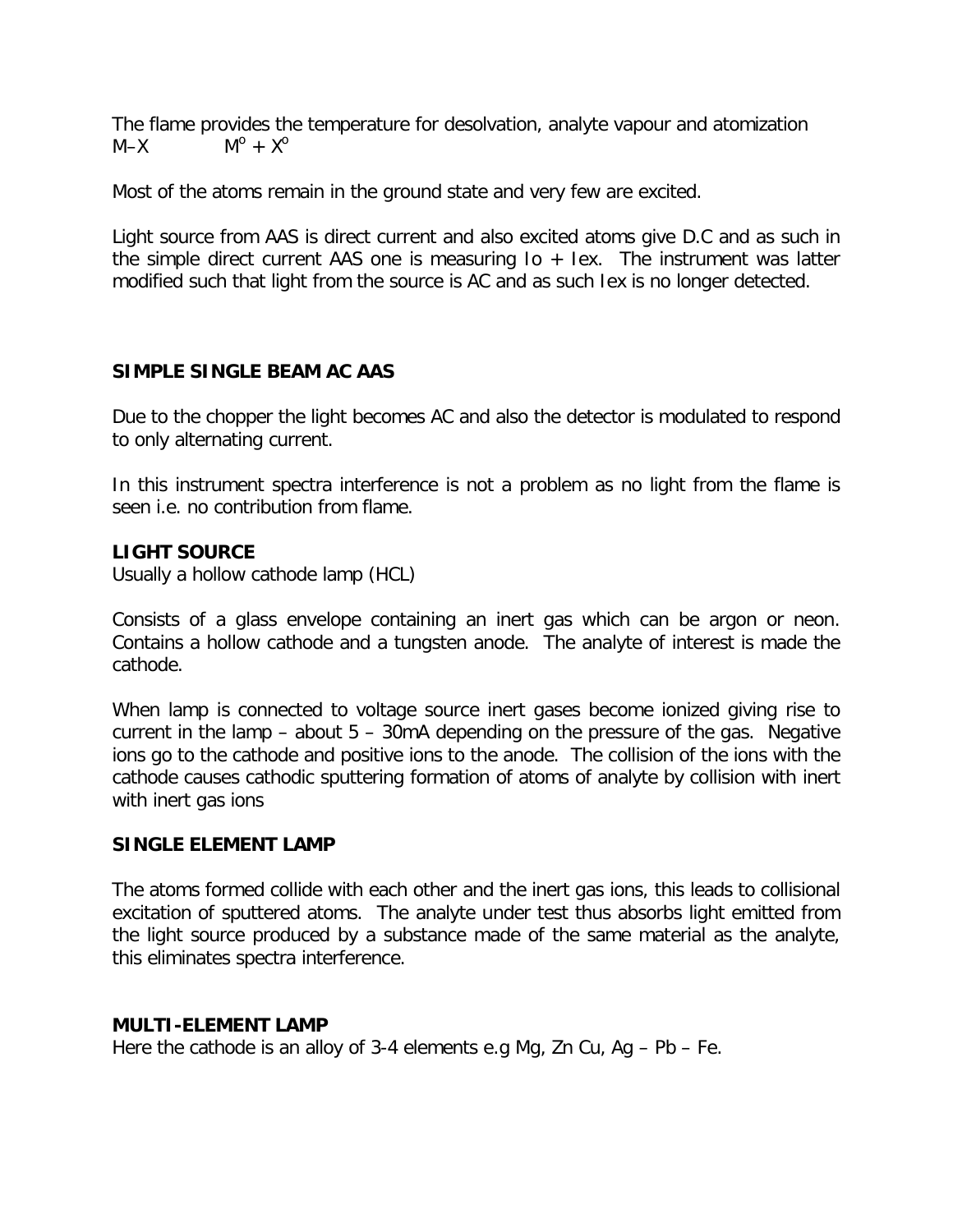The flame provides the temperature for desolvation, analyte vapour and atomization
$M–X \quad\quad M^o + X^o$

Most of the atoms remain in the ground state and very few are excited.

Light source from AAS is direct current and also excited atoms give D.C and as such in the simple direct current AAS one is measuring Io + Iex. The instrument was latter modified such that light from the source is AC and as such Iex is no longer detected.

**SIMPLE SINGLE BEAM AC AAS**

Due to the chopper the light becomes AC and also the detector is modulated to respond to only alternating current.

In this instrument spectra interference is not a problem as no light from the flame is seen i.e. no contribution from flame.

**LIGHT SOURCE**

Usually a hollow cathode lamp (HCL)

Consists of a glass envelope containing an inert gas which can be argon or neon. Contains a hollow cathode and a tungsten anode. The analyte of interest is made the cathode.

When lamp is connected to voltage source inert gases become ionized giving rise to current in the lamp – about 5 – 30mA depending on the pressure of the gas. Negative ions go to the cathode and positive ions to the anode. The collision of the ions with the cathode causes cathodic sputtering formation of atoms of analyte by collision with inert with inert gas ions

**SINGLE ELEMENT LAMP**

The atoms formed collide with each other and the inert gas ions, this leads to collisional excitation of sputtered atoms. The analyte under test thus absorbs light emitted from the light source produced by a substance made of the same material as the analyte, this eliminates spectra interference.

**MULTI-ELEMENT LAMP**

Here the cathode is an alloy of 3-4 elements e.g Mg, Zn Cu, Ag – Pb – Fe.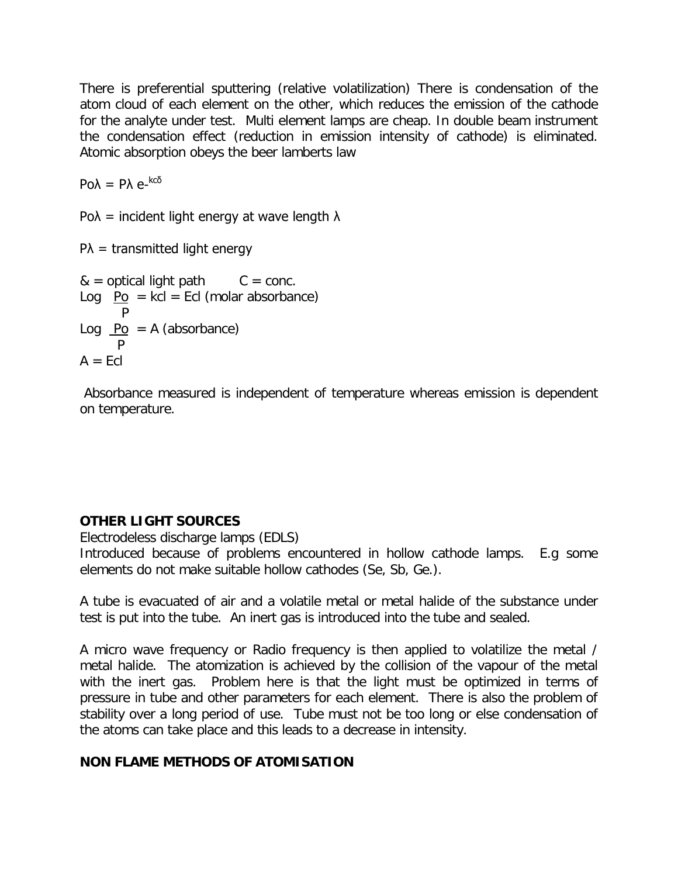There is preferential sputtering (relative volatilization) There is condensation of the atom cloud of each element on the other, which reduces the emission of the cathode for the analyte under test. Multi element lamps are cheap. In double beam instrument the condensation effect (reduction in emission intensity of cathode) is eliminated. Atomic absorption obeys the beer lamberts law

$P_{o\lambda} = P_\lambda e^{-kc\delta}$

$P_{o\lambda}$ = incident light energy at wave length $\lambda$

$P_\lambda$ = transmitted light energy

& = optical light path   C = conc.

$\text{Log } \frac{Po}{P} = kcl = Ecl$ (molar absorbance)

$\text{Log } \frac{Po}{P} = A$ (absorbance)

$A = Ecl$

Absorbance measured is independent of temperature whereas emission is dependent on temperature.

**OTHER LIGHT SOURCES**

Electrodeless discharge lamps (EDLS)

Introduced because of problems encountered in hollow cathode lamps. E.g some elements do not make suitable hollow cathodes (Se, Sb, Ge.).

A tube is evacuated of air and a volatile metal or metal halide of the substance under test is put into the tube. An inert gas is introduced into the tube and sealed.

A micro wave frequency or Radio frequency is then applied to volatilize the metal / metal halide. The atomization is achieved by the collision of the vapour of the metal with the inert gas. Problem here is that the light must be optimized in terms of pressure in tube and other parameters for each element. There is also the problem of stability over a long period of use. Tube must not be too long or else condensation of the atoms can take place and this leads to a decrease in intensity.

**NON FLAME METHODS OF ATOMISATION**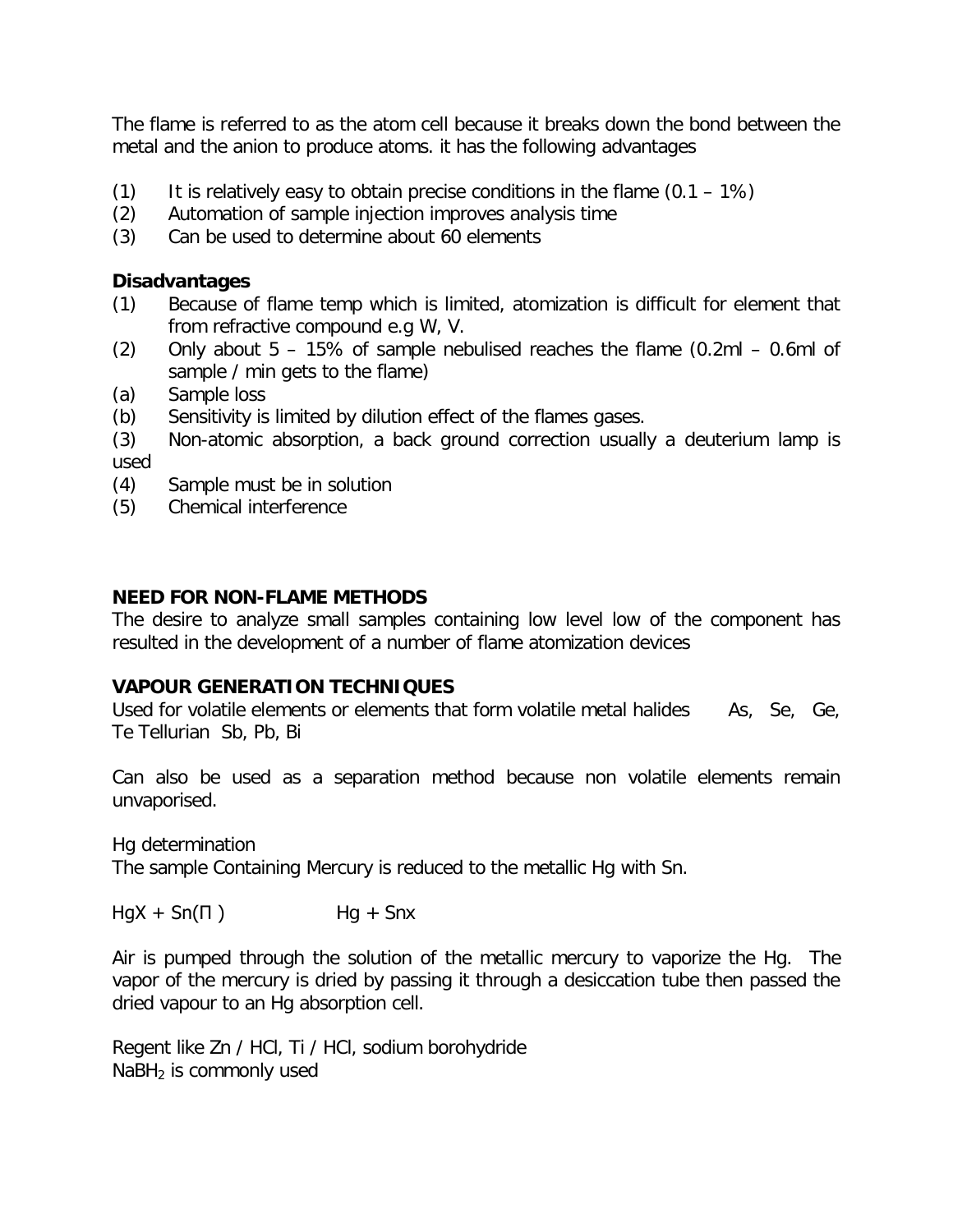The flame is referred to as the atom cell because it breaks down the bond between the metal and the anion to produce atoms. it has the following advantages

(1) It is relatively easy to obtain precise conditions in the flame (0.1 – 1%)
(2) Automation of sample injection improves analysis time
(3) Can be used to determine about 60 elements

**Disadvantages**

(1) Because of flame temp which is limited, atomization is difficult for element that from refractive compound e.g W, V.
(2) Only about 5 – 15% of sample nebulised reaches the flame (0.2ml – 0.6ml of sample / min gets to the flame)
(a) Sample loss
(b) Sensitivity is limited by dilution effect of the flames gases.
(3) Non-atomic absorption, a back ground correction usually a deuterium lamp is used
(4) Sample must be in solution
(5) Chemical interference

**NEED FOR NON-FLAME METHODS**

The desire to analyze small samples containing low level low of the component has resulted in the development of a number of flame atomization devices

**VAPOUR GENERATION TECHNIQUES**

Used for volatile elements or elements that form volatile metal halides As, Se, Ge, Te Tellurian Sb, Pb, Bi

Can also be used as a separation method because non volatile elements remain unvaporised.

Hg determination

The sample Containing Mercury is reduced to the metallic Hg with Sn.

$HgX + Sn(\Pi) \qquad Hg + Snx$

Air is pumped through the solution of the metallic mercury to vaporize the Hg. The vapor of the mercury is dried by passing it through a desiccation tube then passed the dried vapour to an Hg absorption cell.

Regent like Zn / HCl, Ti / HCl, sodium borohydride

$NaBH_2$ is commonly used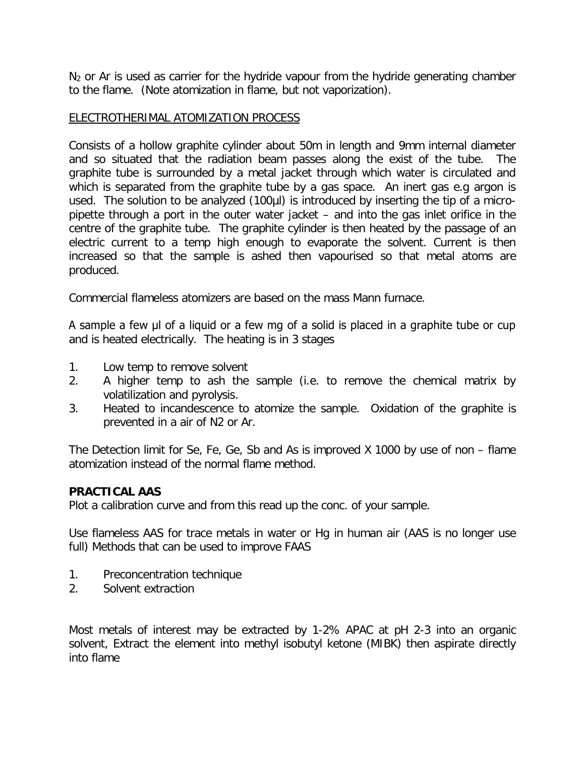$N_2$ or Ar is used as carrier for the hydride vapour from the hydride generating chamber to the flame. (Note atomization in flame, but not vaporization).

ELECTROTHERIMAL ATOMIZATION PROCESS

Consists of a hollow graphite cylinder about 50m in length and 9mm internal diameter and so situated that the radiation beam passes along the exist of the tube. The graphite tube is surrounded by a metal jacket through which water is circulated and which is separated from the graphite tube by a gas space. An inert gas e.g argon is used. The solution to be analyzed (100µl) is introduced by inserting the tip of a micro-pipette through a port in the outer water jacket – and into the gas inlet orifice in the centre of the graphite tube. The graphite cylinder is then heated by the passage of an electric current to a temp high enough to evaporate the solvent. Current is then increased so that the sample is ashed then vapourised so that metal atoms are produced.

Commercial flameless atomizers are based on the mass Mann furnace.

A sample a few µl of a liquid or a few mg of a solid is placed in a graphite tube or cup and is heated electrically. The heating is in 3 stages

1. Low temp to remove solvent
2. A higher temp to ash the sample (i.e. to remove the chemical matrix by volatilization and pyrolysis.
3. Heated to incandescence to atomize the sample. Oxidation of the graphite is prevented in a air of N2 or Ar.

The Detection limit for Se, Fe, Ge, Sb and As is improved X 1000 by use of non – flame atomization instead of the normal flame method.

**PRACTICAL AAS**

Plot a calibration curve and from this read up the conc. of your sample.

Use flameless AAS for trace metals in water or Hg in human air (AAS is no longer use full) Methods that can be used to improve FAAS

1. Preconcentration technique
2. Solvent extraction

Most metals of interest may be extracted by 1-2% APAC at pH 2-3 into an organic solvent, Extract the element into methyl isobutyl ketone (MIBK) then aspirate directly into flame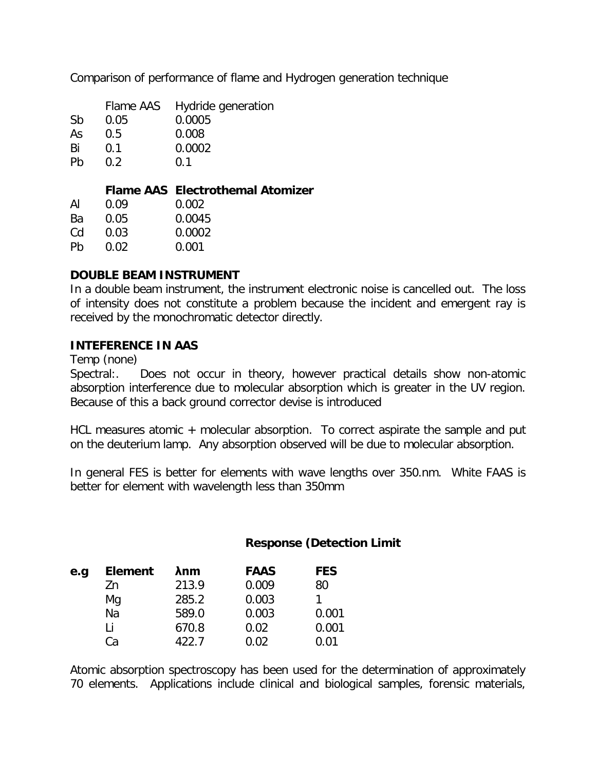Comparison of performance of flame and Hydrogen generation technique

| | Flame AAS | Hydride generation |
|---|---|---|
| Sb | 0.05 | 0.0005 |
| As | 0.5 | 0.008 |
| Bi | 0.1 | 0.0002 |
| Pb | 0.2 | 0.1 |

| | **Flame AAS** | **Electrothemal Atomizer** |
|---|---|---|
| Al | 0.09 | 0.002 |
| Ba | 0.05 | 0.0045 |
| Cd | 0.03 | 0.0002 |
| Pb | 0.02 | 0.001 |

**DOUBLE BEAM INSTRUMENT**

In a double beam instrument, the instrument electronic noise is cancelled out. The loss of intensity does not constitute a problem because the incident and emergent ray is received by the monochromatic detector directly.

**INTEFERENCE IN AAS**

Temp (none)

Spectral:. Does not occur in theory, however practical details show non-atomic absorption interference due to molecular absorption which is greater in the UV region. Because of this a back ground corrector devise is introduced

HCL measures atomic + molecular absorption. To correct aspirate the sample and put on the deuterium lamp. Any absorption observed will be due to molecular absorption.

In general FES is better for elements with wave lengths over 350.nm. White FAAS is better for element with wavelength less than 350mm

**Response (Detection Limit**

| **e.g** | **Element** | **λnm** | **FAAS** | **FES** |
|---|---|---|---|---|
| | Zn | 213.9 | 0.009 | 80 |
| | Mg | 285.2 | 0.003 | 1 |
| | Na | 589.0 | 0.003 | 0.001 |
| | Li | 670.8 | 0.02 | 0.001 |
| | Ca | 422.7 | 0.02 | 0.01 |

Atomic absorption spectroscopy has been used for the determination of approximately 70 elements. Applications include clinical and biological samples, forensic materials,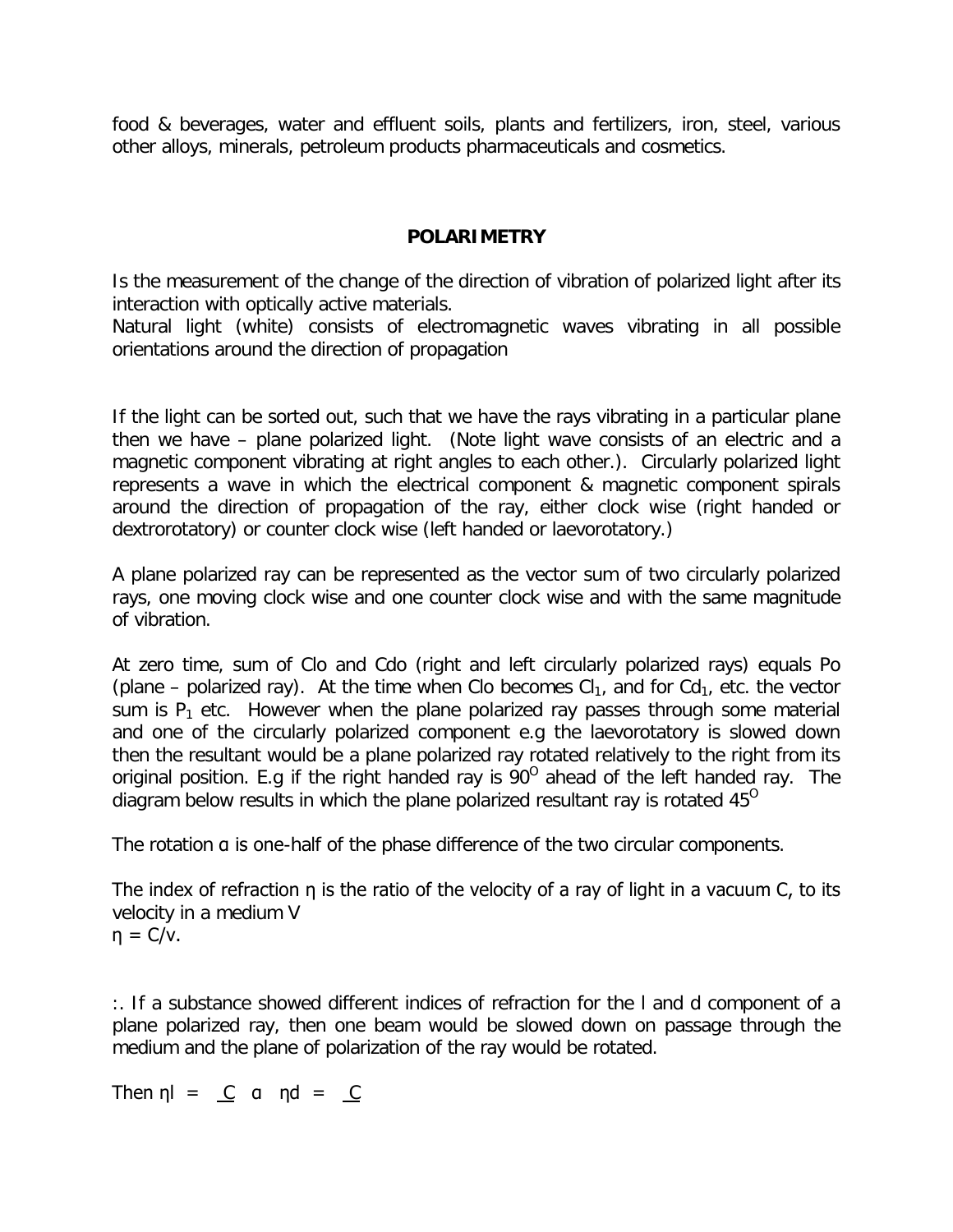food & beverages, water and effluent soils, plants and fertilizers, iron, steel, various other alloys, minerals, petroleum products pharmaceuticals and cosmetics.

## POLARIMETRY

Is the measurement of the change of the direction of vibration of polarized light after its interaction with optically active materials.
Natural light (white) consists of electromagnetic waves vibrating in all possible orientations around the direction of propagation

If the light can be sorted out, such that we have the rays vibrating in a particular plane then we have – plane polarized light. (Note light wave consists of an electric and a magnetic component vibrating at right angles to each other.). Circularly polarized light represents a wave in which the electrical component & magnetic component spirals around the direction of propagation of the ray, either clock wise (right handed or dextrorotatory) or counter clock wise (left handed or laevorotatory.)

A plane polarized ray can be represented as the vector sum of two circularly polarized rays, one moving clock wise and one counter clock wise and with the same magnitude of vibration.

At zero time, sum of Clo and Cdo (right and left circularly polarized rays) equals Po (plane – polarized ray). At the time when Clo becomes $Cl_1$, and for $Cd_1$, etc. the vector sum is $P_1$ etc. However when the plane polarized ray passes through some material and one of the circularly polarized component e.g the laevorotatory is slowed down then the resultant would be a plane polarized ray rotated relatively to the right from its original position. E.g if the right handed ray is $90^O$ ahead of the left handed ray. The diagram below results in which the plane polarized resultant ray is rotated $45^O$

The rotation ɑ is one-half of the phase difference of the two circular components.

The index of refraction η is the ratio of the velocity of a ray of light in a vacuum C, to its velocity in a medium V
$\eta = C/v$.

:. If a substance showed different indices of refraction for the l and d component of a plane polarized ray, then one beam would be slowed down on passage through the medium and the plane of polarization of the ray would be rotated.

Then $\eta l = \underline{C}$ ɑ $\eta d = \underline{C}$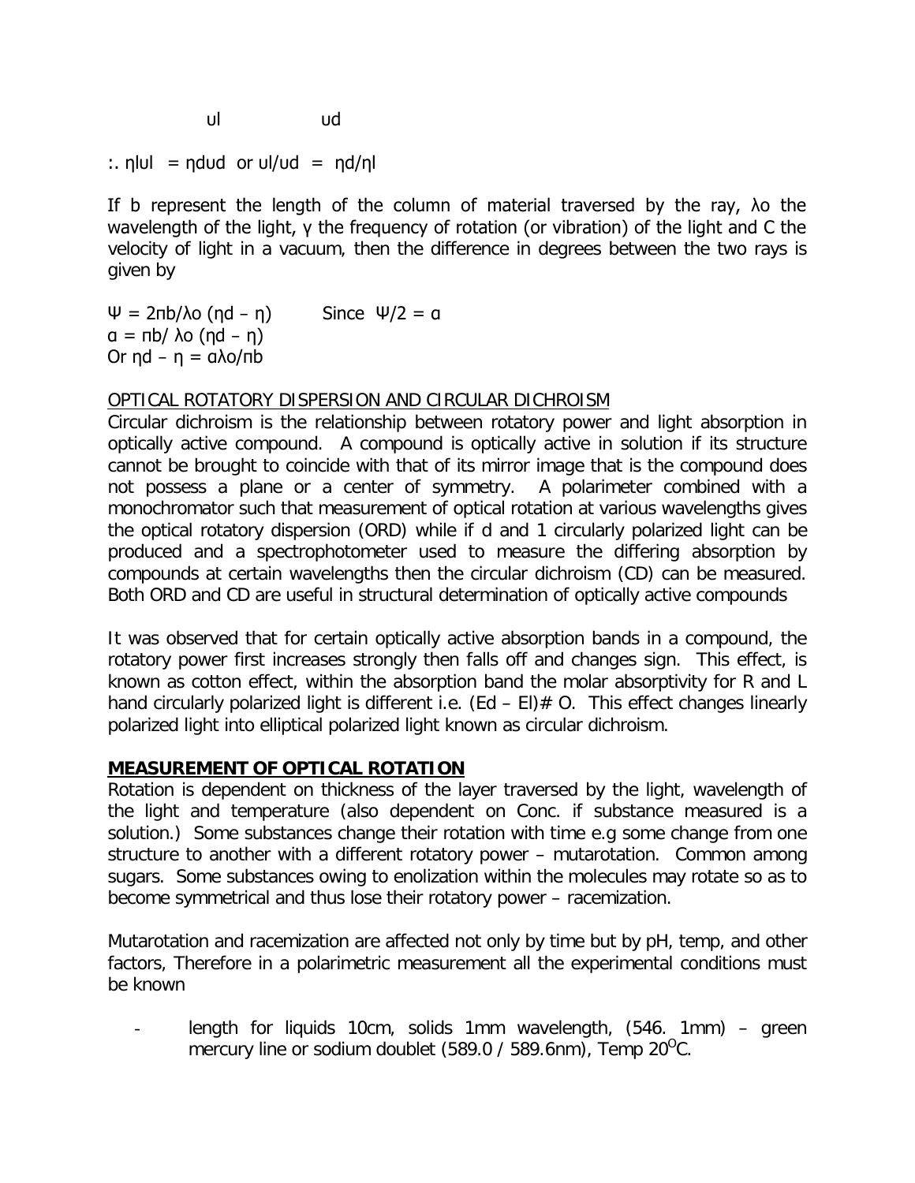$$\upsilon_l \qquad\qquad \upsilon_d$$

$\therefore$ $\eta_l \upsilon_l = \eta_d \upsilon_d$ or $\upsilon_l/\upsilon_d = \eta_d/\eta_l$

If b represent the length of the column of material traversed by the ray, $\lambda_o$ the wavelength of the light, $\gamma$ the frequency of rotation (or vibration) of the light and C the velocity of light in a vacuum, then the difference in degrees between the two rays is given by

$\Psi = 2\pi b/\lambda_o (\eta_d - \eta)$ Since $\Psi/2 = \alpha$

$\alpha = \pi b/\lambda_o (\eta_d - \eta)$

Or $\eta_d - \eta = \alpha\lambda_o/\pi b$

OPTICAL ROTATORY DISPERSION AND CIRCULAR DICHROISM

Circular dichroism is the relationship between rotatory power and light absorption in optically active compound. A compound is optically active in solution if its structure cannot be brought to coincide with that of its mirror image that is the compound does not possess a plane or a center of symmetry. A polarimeter combined with a monochromator such that measurement of optical rotation at various wavelengths gives the optical rotatory dispersion (ORD) while if d and 1 circularly polarized light can be produced and a spectrophotometer used to measure the differing absorption by compounds at certain wavelengths then the circular dichroism (CD) can be measured. Both ORD and CD are useful in structural determination of optically active compounds

It was observed that for certain optically active absorption bands in a compound, the rotatory power first increases strongly then falls off and changes sign. This effect, is known as cotton effect, within the absorption band the molar absorptivity for R and L hand circularly polarized light is different i.e. $(E_d - E_l) \neq 0$. This effect changes linearly polarized light into elliptical polarized light known as circular dichroism.

**MEASUREMENT OF OPTICAL ROTATION**

Rotation is dependent on thickness of the layer traversed by the light, wavelength of the light and temperature (also dependent on Conc. if substance measured is a solution.) Some substances change their rotation with time e.g some change from one structure to another with a different rotatory power – mutarotation. Common among sugars. Some substances owing to enolization within the molecules may rotate so as to become symmetrical and thus lose their rotatory power – racemization.

Mutarotation and racemization are affected not only by time but by pH, temp, and other factors, Therefore in a polarimetric measurement all the experimental conditions must be known

- length for liquids 10cm, solids 1mm wavelength, (546. 1mm) – green mercury line or sodium doublet (589.0 / 589.6nm), Temp 20$^{o}$C.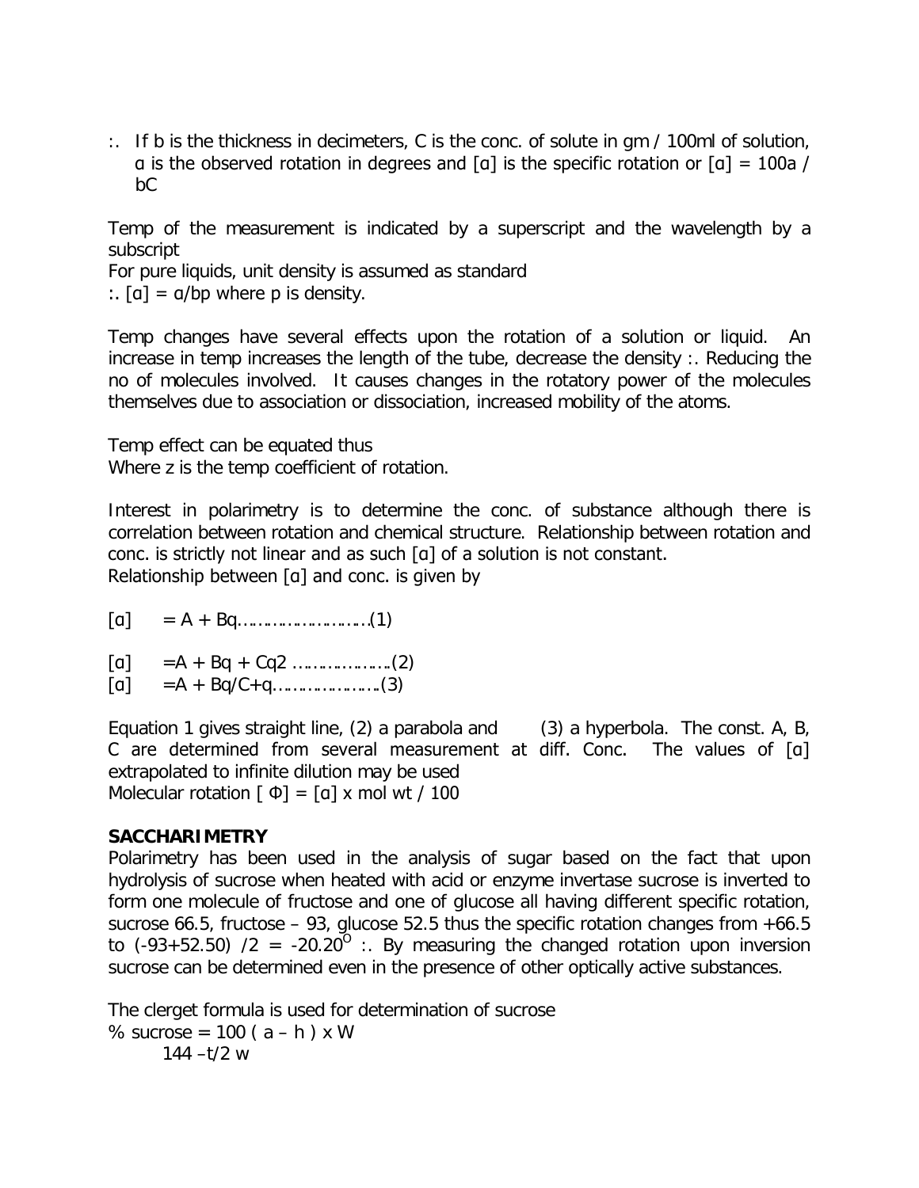:. If b is the thickness in decimeters, C is the conc. of solute in gm / 100ml of solution, α is the observed rotation in degrees and [α] is the specific rotation or [α] = 100a / bC

Temp of the measurement is indicated by a superscript and the wavelength by a subscript
For pure liquids, unit density is assumed as standard
:. [α] = α/bp where p is density.

Temp changes have several effects upon the rotation of a solution or liquid. An increase in temp increases the length of the tube, decrease the density :. Reducing the no of molecules involved. It causes changes in the rotatory power of the molecules themselves due to association or dissociation, increased mobility of the atoms.

Temp effect can be equated thus
Where z is the temp coefficient of rotation.

Interest in polarimetry is to determine the conc. of substance although there is correlation between rotation and chemical structure. Relationship between rotation and conc. is strictly not linear and as such [α] of a solution is not constant.
Relationship between [α] and conc. is given by

[α] = A + Bq……………………….(1)

[α] =A + Bq + Cq2 ………………..(2)
[α] =A + Bq/C+q…………………..(3)

Equation 1 gives straight line, (2) a parabola and (3) a hyperbola. The const. A, B, C are determined from several measurement at diff. Conc. The values of [α] extrapolated to infinite dilution may be used
Molecular rotation [ Φ] = [α] x mol wt / 100

**SACCHARIMETRY**
Polarimetry has been used in the analysis of sugar based on the fact that upon hydrolysis of sucrose when heated with acid or enzyme invertase sucrose is inverted to form one molecule of fructose and one of glucose all having different specific rotation, sucrose 66.5, fructose – 93, glucose 52.5 thus the specific rotation changes from +66.5 to (-93+52.50) /2 = -20.20$^{O}$ :. By measuring the changed rotation upon inversion sucrose can be determined even in the presence of other optically active substances.

The clerget formula is used for determination of sucrose

$$\% \text{ sucrose} = \frac{100 ( a - h ) \times W}{144 - t/2 \, w}$$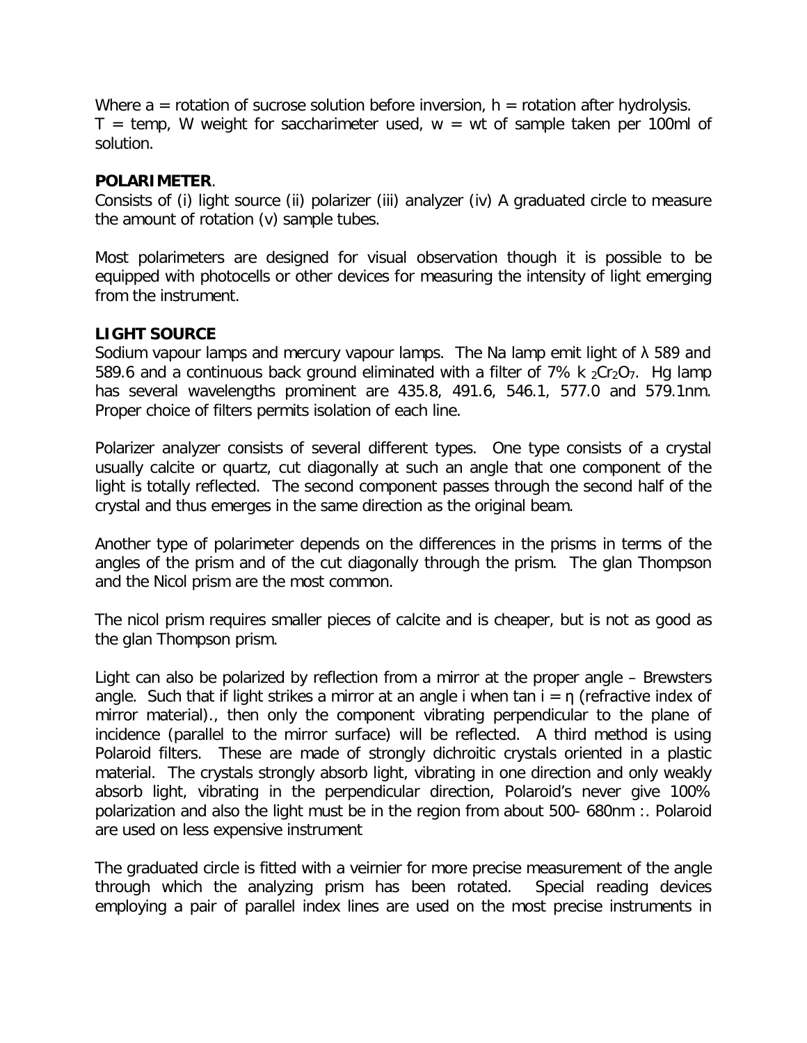Where a = rotation of sucrose solution before inversion, h = rotation after hydrolysis. T = temp, W weight for saccharimeter used, w = wt of sample taken per 100ml of solution.

**POLARIMETER**.

Consists of (i) light source (ii) polarizer (iii) analyzer (iv) A graduated circle to measure the amount of rotation (v) sample tubes.

Most polarimeters are designed for visual observation though it is possible to be equipped with photocells or other devices for measuring the intensity of light emerging from the instrument.

**LIGHT SOURCE**

Sodium vapour lamps and mercury vapour lamps. The Na lamp emit light of λ 589 and 589.6 and a continuous back ground eliminated with a filter of 7% $k_2Cr_2O_7$. Hg lamp has several wavelengths prominent are 435.8, 491.6, 546.1, 577.0 and 579.1nm. Proper choice of filters permits isolation of each line.

Polarizer analyzer consists of several different types. One type consists of a crystal usually calcite or quartz, cut diagonally at such an angle that one component of the light is totally reflected. The second component passes through the second half of the crystal and thus emerges in the same direction as the original beam.

Another type of polarimeter depends on the differences in the prisms in terms of the angles of the prism and of the cut diagonally through the prism. The glan Thompson and the Nicol prism are the most common.

The nicol prism requires smaller pieces of calcite and is cheaper, but is not as good as the glan Thompson prism.

Light can also be polarized by reflection from a mirror at the proper angle – Brewsters angle. Such that if light strikes a mirror at an angle i when $\tan i = \eta$ (refractive index of mirror material)., then only the component vibrating perpendicular to the plane of incidence (parallel to the mirror surface) will be reflected. A third method is using Polaroid filters. These are made of strongly dichroitic crystals oriented in a plastic material. The crystals strongly absorb light, vibrating in one direction and only weakly absorb light, vibrating in the perpendicular direction, Polaroid's never give 100% polarization and also the light must be in the region from about 500- 680nm :. Polaroid are used on less expensive instrument

The graduated circle is fitted with a veirnier for more precise measurement of the angle through which the analyzing prism has been rotated. Special reading devices employing a pair of parallel index lines are used on the most precise instruments in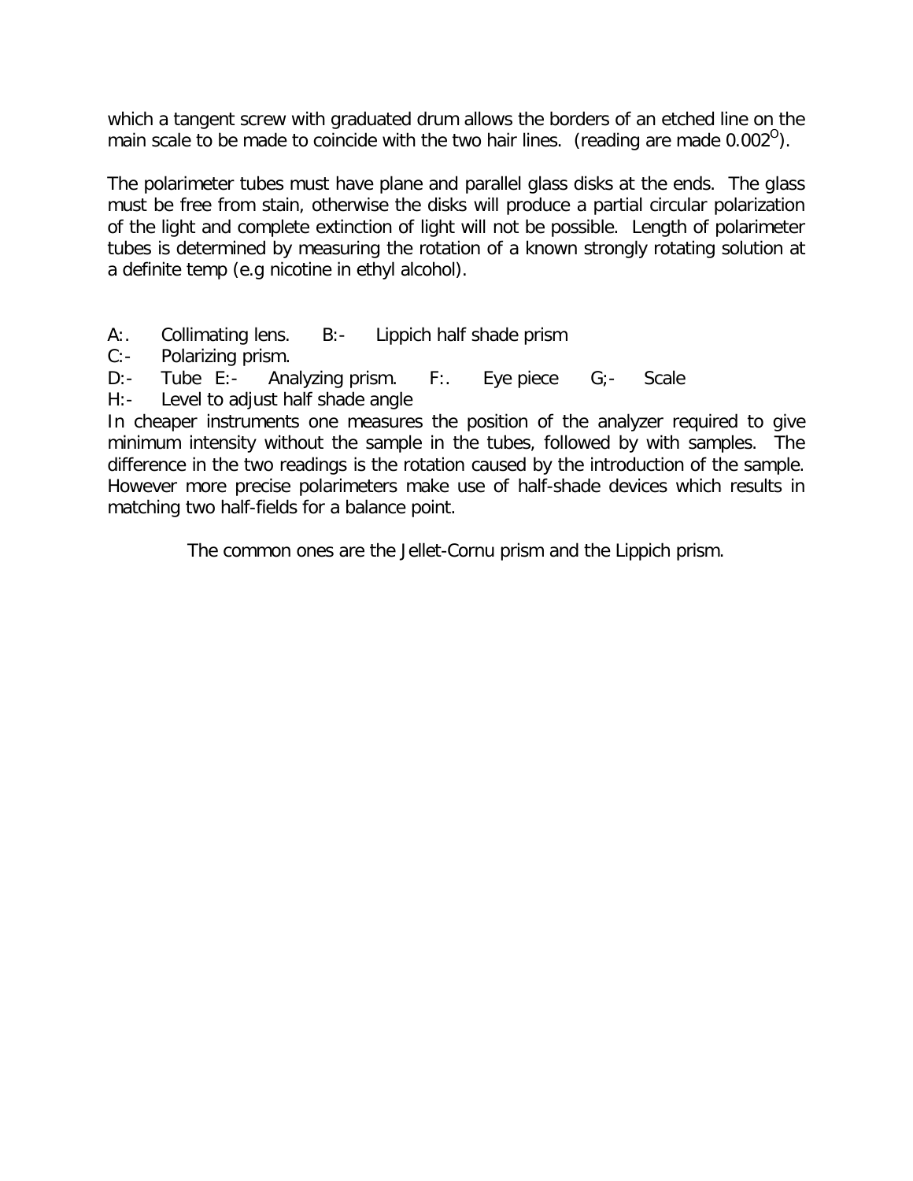which a tangent screw with graduated drum allows the borders of an etched line on the main scale to be made to coincide with the two hair lines. (reading are made $0.002^{O}$).

The polarimeter tubes must have plane and parallel glass disks at the ends. The glass must be free from stain, otherwise the disks will produce a partial circular polarization of the light and complete extinction of light will not be possible. Length of polarimeter tubes is determined by measuring the rotation of a known strongly rotating solution at a definite temp (e.g nicotine in ethyl alcohol).

A:. Collimating lens. B:- Lippich half shade prism
C:- Polarizing prism.
D:- Tube E:- Analyzing prism. F:. Eye piece G;- Scale
H:- Level to adjust half shade angle

In cheaper instruments one measures the position of the analyzer required to give minimum intensity without the sample in the tubes, followed by with samples. The difference in the two readings is the rotation caused by the introduction of the sample. However more precise polarimeters make use of half-shade devices which results in matching two half-fields for a balance point.

The common ones are the Jellet-Cornu prism and the Lippich prism.